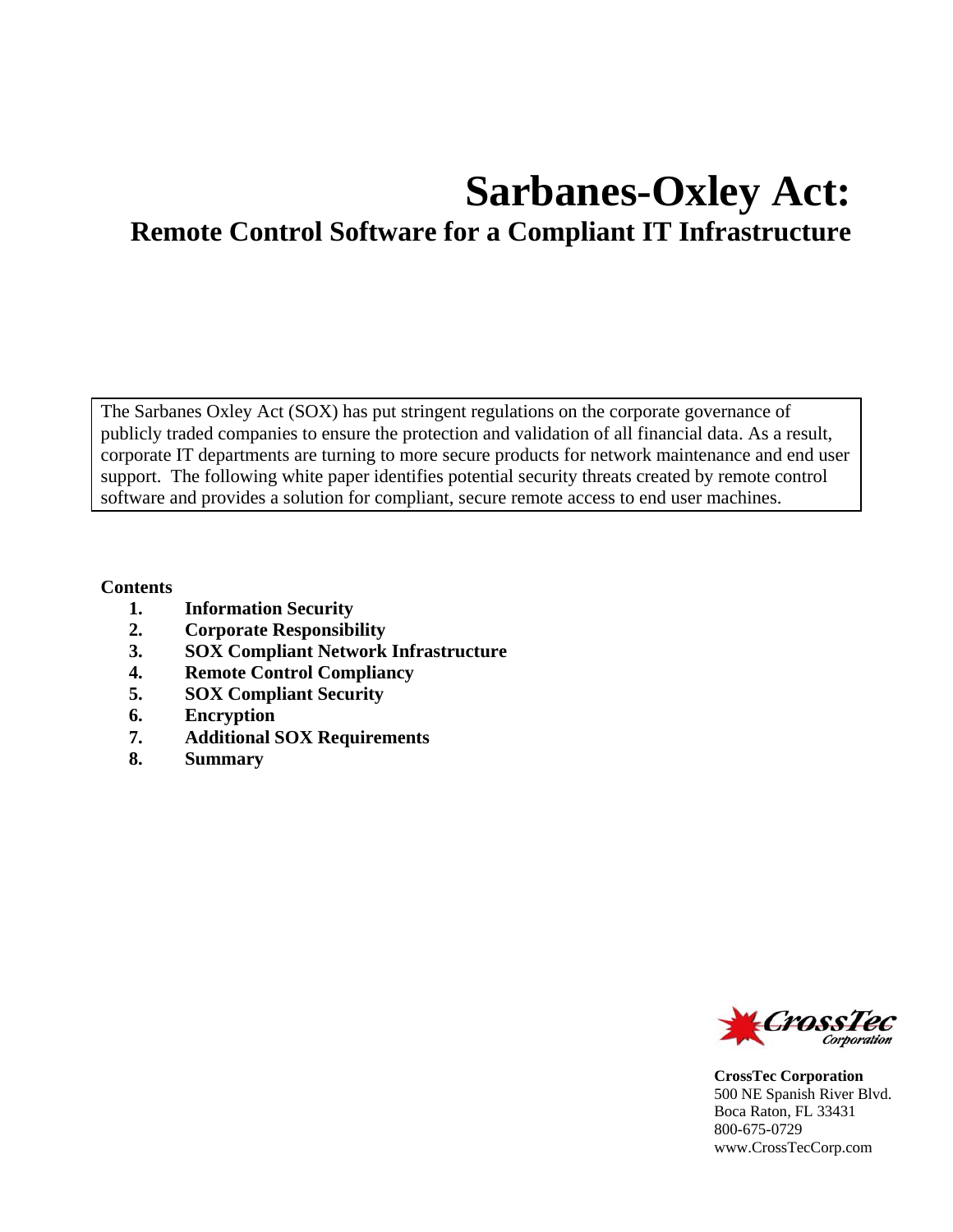# Sarbanes-Oxley Act:

## Remote Control Software for a Compliant IT Infrastructure

The Sarbanes Oxley Act (SOX) has put stringent regulations on the corporate governance of publicly traded companies to ensure the protection and validation of all financial data. As a result, corporate IT departments are turning to more secure products for network maintenance and end user support. The following white paper identifies potential security threats created by remote control software and provides a solution for compliant, secure remote access to end user machines.

**Contents**

1. **Information Security**
2. **Corporate Responsibility**
3. **SOX Compliant Network Infrastructure**
4. **Remote Control Compliancy**
5. **SOX Compliant Security**
6. **Encryption**
7. **Additional SOX Requirements**
8. **Summary**

CrossTec Corporation

**CrossTec Corporation**
500 NE Spanish River Blvd.
Boca Raton, FL 33431
800-675-0729
www.CrossTecCorp.com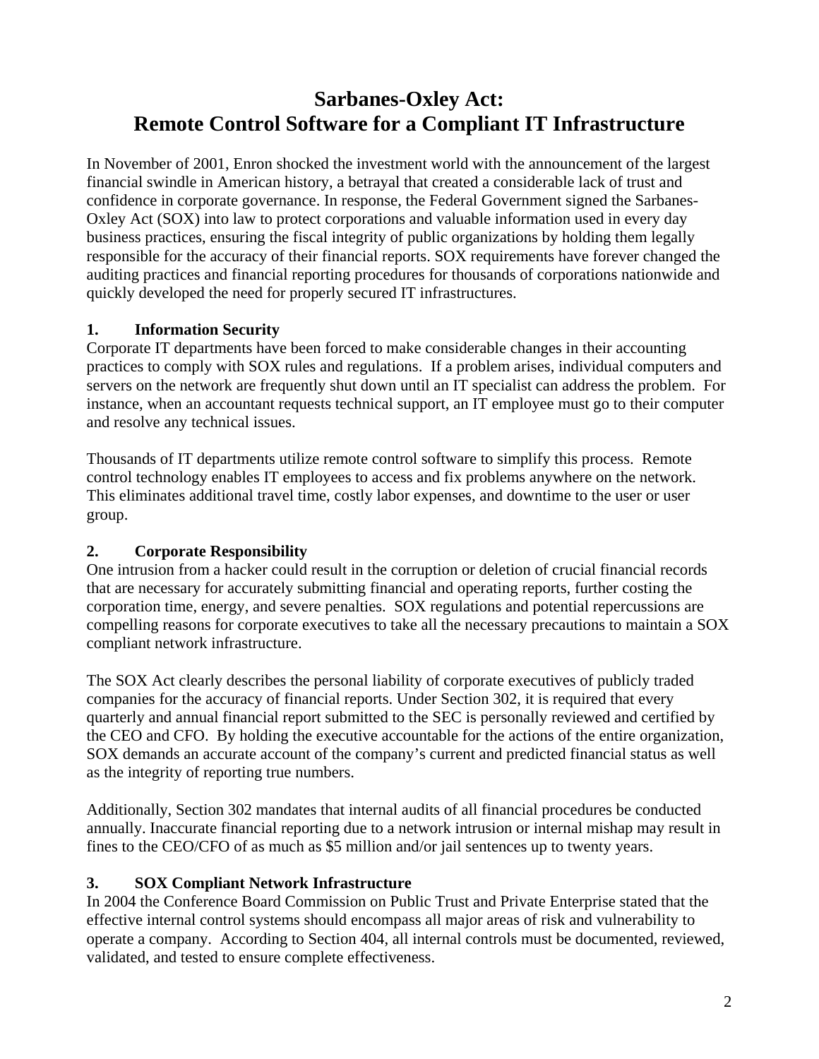# Sarbanes-Oxley Act:
# Remote Control Software for a Compliant IT Infrastructure

In November of 2001, Enron shocked the investment world with the announcement of the largest financial swindle in American history, a betrayal that created a considerable lack of trust and confidence in corporate governance. In response, the Federal Government signed the Sarbanes-Oxley Act (SOX) into law to protect corporations and valuable information used in every day business practices, ensuring the fiscal integrity of public organizations by holding them legally responsible for the accuracy of their financial reports. SOX requirements have forever changed the auditing practices and financial reporting procedures for thousands of corporations nationwide and quickly developed the need for properly secured IT infrastructures.

## 1. Information Security

Corporate IT departments have been forced to make considerable changes in their accounting practices to comply with SOX rules and regulations. If a problem arises, individual computers and servers on the network are frequently shut down until an IT specialist can address the problem. For instance, when an accountant requests technical support, an IT employee must go to their computer and resolve any technical issues.

Thousands of IT departments utilize remote control software to simplify this process. Remote control technology enables IT employees to access and fix problems anywhere on the network. This eliminates additional travel time, costly labor expenses, and downtime to the user or user group.

## 2. Corporate Responsibility

One intrusion from a hacker could result in the corruption or deletion of crucial financial records that are necessary for accurately submitting financial and operating reports, further costing the corporation time, energy, and severe penalties. SOX regulations and potential repercussions are compelling reasons for corporate executives to take all the necessary precautions to maintain a SOX compliant network infrastructure.

The SOX Act clearly describes the personal liability of corporate executives of publicly traded companies for the accuracy of financial reports. Under Section 302, it is required that every quarterly and annual financial report submitted to the SEC is personally reviewed and certified by the CEO and CFO. By holding the executive accountable for the actions of the entire organization, SOX demands an accurate account of the company's current and predicted financial status as well as the integrity of reporting true numbers.

Additionally, Section 302 mandates that internal audits of all financial procedures be conducted annually. Inaccurate financial reporting due to a network intrusion or internal mishap may result in fines to the CEO/CFO of as much as $5 million and/or jail sentences up to twenty years.

## 3. SOX Compliant Network Infrastructure

In 2004 the Conference Board Commission on Public Trust and Private Enterprise stated that the effective internal control systems should encompass all major areas of risk and vulnerability to operate a company. According to Section 404, all internal controls must be documented, reviewed, validated, and tested to ensure complete effectiveness.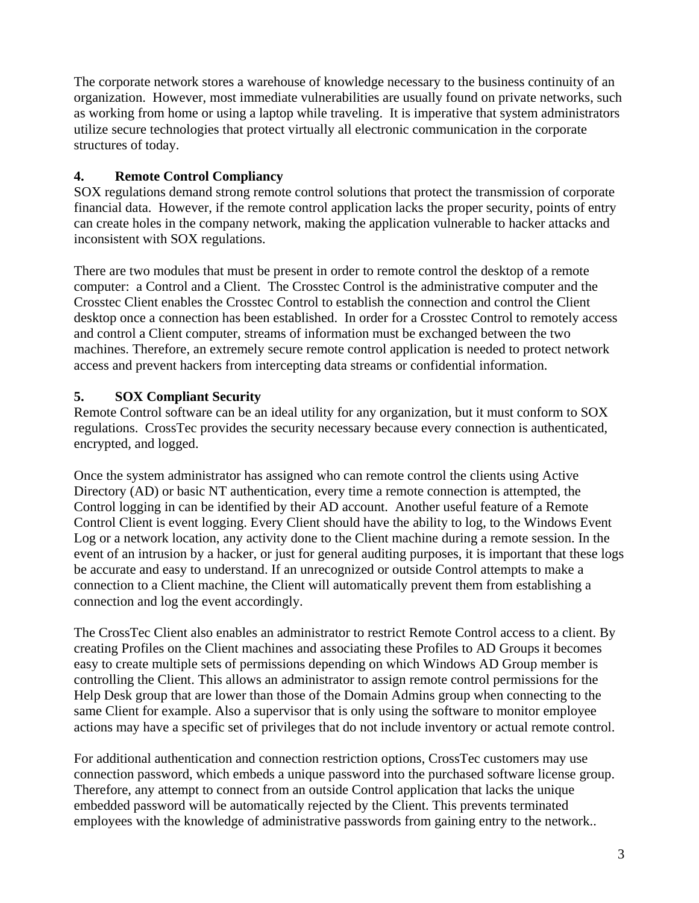The corporate network stores a warehouse of knowledge necessary to the business continuity of an organization. However, most immediate vulnerabilities are usually found on private networks, such as working from home or using a laptop while traveling. It is imperative that system administrators utilize secure technologies that protect virtually all electronic communication in the corporate structures of today.

## 4. Remote Control Compliancy

SOX regulations demand strong remote control solutions that protect the transmission of corporate financial data. However, if the remote control application lacks the proper security, points of entry can create holes in the company network, making the application vulnerable to hacker attacks and inconsistent with SOX regulations.

There are two modules that must be present in order to remote control the desktop of a remote computer: a Control and a Client. The Crosstec Control is the administrative computer and the Crosstec Client enables the Crosstec Control to establish the connection and control the Client desktop once a connection has been established. In order for a Crosstec Control to remotely access and control a Client computer, streams of information must be exchanged between the two machines. Therefore, an extremely secure remote control application is needed to protect network access and prevent hackers from intercepting data streams or confidential information.

## 5. SOX Compliant Security

Remote Control software can be an ideal utility for any organization, but it must conform to SOX regulations. CrossTec provides the security necessary because every connection is authenticated, encrypted, and logged.

Once the system administrator has assigned who can remote control the clients using Active Directory (AD) or basic NT authentication, every time a remote connection is attempted, the Control logging in can be identified by their AD account. Another useful feature of a Remote Control Client is event logging. Every Client should have the ability to log, to the Windows Event Log or a network location, any activity done to the Client machine during a remote session. In the event of an intrusion by a hacker, or just for general auditing purposes, it is important that these logs be accurate and easy to understand. If an unrecognized or outside Control attempts to make a connection to a Client machine, the Client will automatically prevent them from establishing a connection and log the event accordingly.

The CrossTec Client also enables an administrator to restrict Remote Control access to a client. By creating Profiles on the Client machines and associating these Profiles to AD Groups it becomes easy to create multiple sets of permissions depending on which Windows AD Group member is controlling the Client. This allows an administrator to assign remote control permissions for the Help Desk group that are lower than those of the Domain Admins group when connecting to the same Client for example. Also a supervisor that is only using the software to monitor employee actions may have a specific set of privileges that do not include inventory or actual remote control.

For additional authentication and connection restriction options, CrossTec customers may use connection password, which embeds a unique password into the purchased software license group. Therefore, any attempt to connect from an outside Control application that lacks the unique embedded password will be automatically rejected by the Client. This prevents terminated employees with the knowledge of administrative passwords from gaining entry to the network..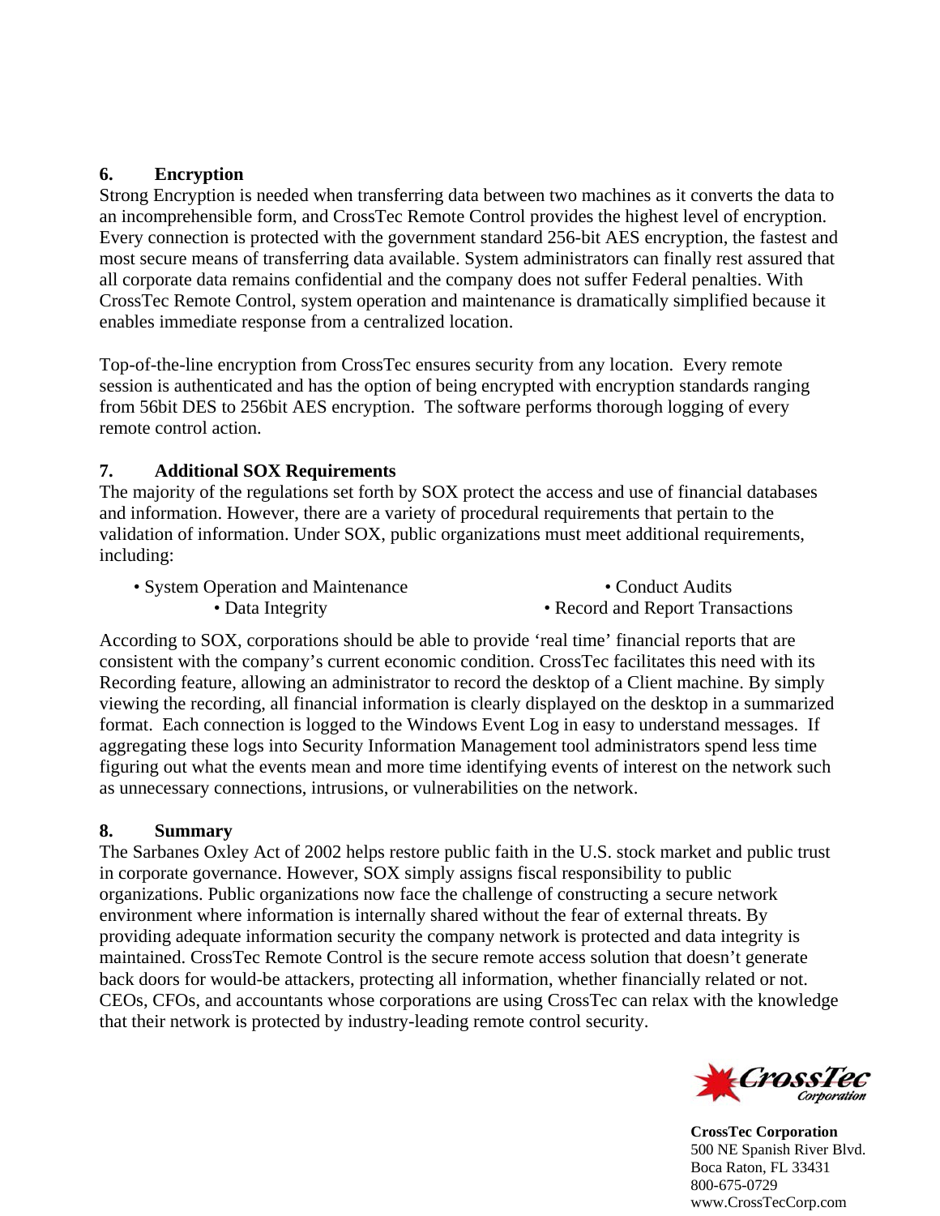## 6. Encryption

Strong Encryption is needed when transferring data between two machines as it converts the data to an incomprehensible form, and CrossTec Remote Control provides the highest level of encryption. Every connection is protected with the government standard 256-bit AES encryption, the fastest and most secure means of transferring data available. System administrators can finally rest assured that all corporate data remains confidential and the company does not suffer Federal penalties. With CrossTec Remote Control, system operation and maintenance is dramatically simplified because it enables immediate response from a centralized location.

Top-of-the-line encryption from CrossTec ensures security from any location. Every remote session is authenticated and has the option of being encrypted with encryption standards ranging from 56bit DES to 256bit AES encryption. The software performs thorough logging of every remote control action.

## 7. Additional SOX Requirements

The majority of the regulations set forth by SOX protect the access and use of financial databases and information. However, there are a variety of procedural requirements that pertain to the validation of information. Under SOX, public organizations must meet additional requirements, including:

- System Operation and Maintenance
- Conduct Audits
- Data Integrity
- Record and Report Transactions

According to SOX, corporations should be able to provide 'real time' financial reports that are consistent with the company's current economic condition. CrossTec facilitates this need with its Recording feature, allowing an administrator to record the desktop of a Client machine. By simply viewing the recording, all financial information is clearly displayed on the desktop in a summarized format. Each connection is logged to the Windows Event Log in easy to understand messages. If aggregating these logs into Security Information Management tool administrators spend less time figuring out what the events mean and more time identifying events of interest on the network such as unnecessary connections, intrusions, or vulnerabilities on the network.

## 8. Summary

The Sarbanes Oxley Act of 2002 helps restore public faith in the U.S. stock market and public trust in corporate governance. However, SOX simply assigns fiscal responsibility to public organizations. Public organizations now face the challenge of constructing a secure network environment where information is internally shared without the fear of external threats. By providing adequate information security the company network is protected and data integrity is maintained. CrossTec Remote Control is the secure remote access solution that doesn't generate back doors for would-be attackers, protecting all information, whether financially related or not. CEOs, CFOs, and accountants whose corporations are using CrossTec can relax with the knowledge that their network is protected by industry-leading remote control security.

CrossTec Corporation

**CrossTec Corporation**
500 NE Spanish River Blvd.
Boca Raton, FL 33431
800-675-0729
www.CrossTecCorp.com